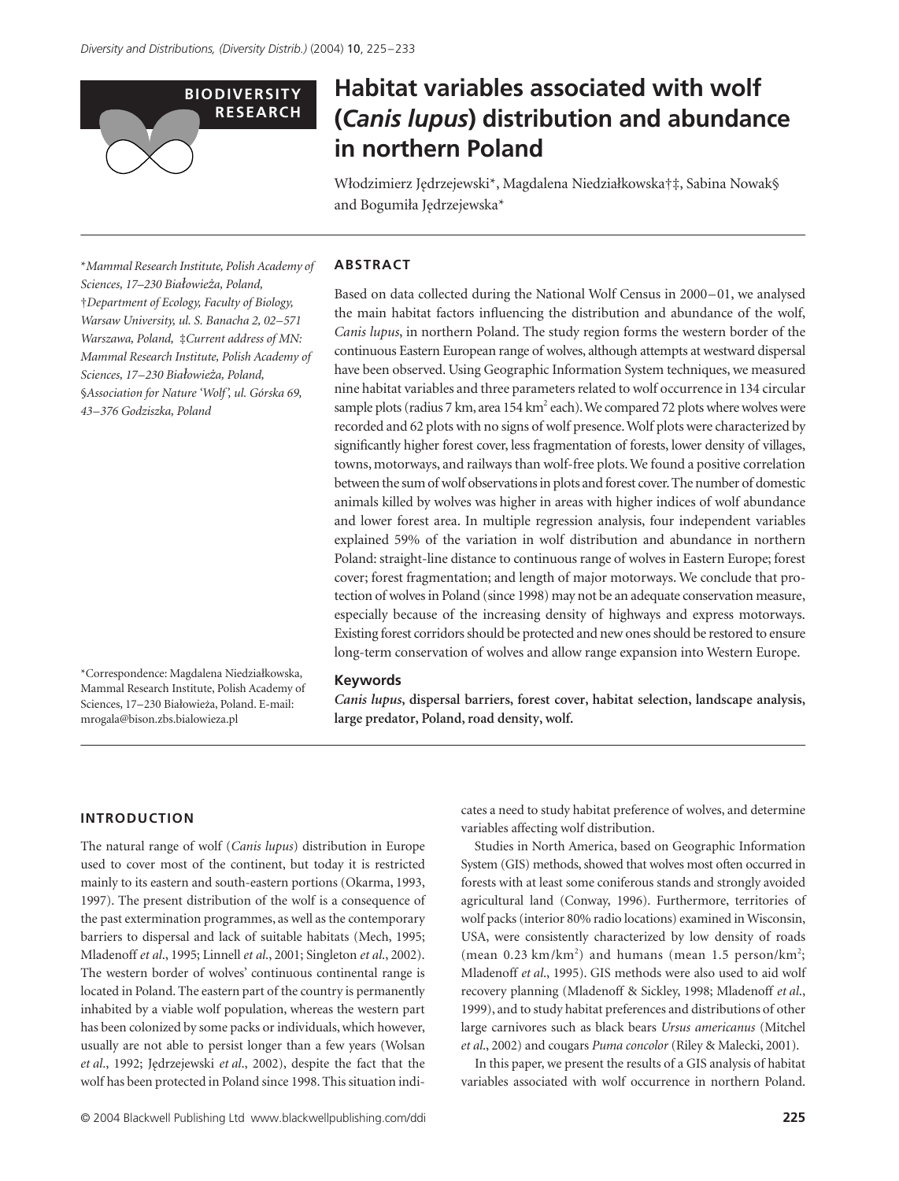**BIODIVERSITY RESEARCH**

# Habitat variables associated with wolf (*Canis lupus*) distribution and abundance in northern Poland

Włodzimierz Jędrzejewski*, Magdalena Niedziałkowska†‡, Sabina Nowak§ and Bogumiła Jędrzejewska*

*Mammal Research Institute, Polish Academy of Sciences, 17–230 Białowieża, Poland, †Department of Ecology, Faculty of Biology, Warsaw University, ul. S. Banacha 2, 02–571 Warszawa, Poland, ‡Current address of MN: Mammal Research Institute, Polish Academy of Sciences, 17–230 Białowieża, Poland, §Association for Nature 'Wolf', ul. Górska 69, 43–376 Godziszka, Poland

*Correspondence: Magdalena Niedziałkowska, Mammal Research Institute, Polish Academy of Sciences, 17–230 Białowieża, Poland. E-mail: mrogala@bison.zbs.bialowieza.pl

## ABSTRACT

Based on data collected during the National Wolf Census in 2000–01, we analysed the main habitat factors influencing the distribution and abundance of the wolf, *Canis lupus*, in northern Poland. The study region forms the western border of the continuous Eastern European range of wolves, although attempts at westward dispersal have been observed. Using Geographic Information System techniques, we measured nine habitat variables and three parameters related to wolf occurrence in 134 circular sample plots (radius 7 km, area 154 km$^2$ each). We compared 72 plots where wolves were recorded and 62 plots with no signs of wolf presence. Wolf plots were characterized by significantly higher forest cover, less fragmentation of forests, lower density of villages, towns, motorways, and railways than wolf-free plots. We found a positive correlation between the sum of wolf observations in plots and forest cover. The number of domestic animals killed by wolves was higher in areas with higher indices of wolf abundance and lower forest area. In multiple regression analysis, four independent variables explained 59% of the variation in wolf distribution and abundance in northern Poland: straight-line distance to continuous range of wolves in Eastern Europe; forest cover; forest fragmentation; and length of major motorways. We conclude that protection of wolves in Poland (since 1998) may not be an adequate conservation measure, especially because of the increasing density of highways and express motorways. Existing forest corridors should be protected and new ones should be restored to ensure long-term conservation of wolves and allow range expansion into Western Europe.

### Keywords

***Canis lupus*, dispersal barriers, forest cover, habitat selection, landscape analysis, large predator, Poland, road density, wolf.**

## INTRODUCTION

The natural range of wolf (*Canis lupus*) distribution in Europe used to cover most of the continent, but today it is restricted mainly to its eastern and south-eastern portions (Okarma, 1993, 1997). The present distribution of the wolf is a consequence of the past extermination programmes, as well as the contemporary barriers to dispersal and lack of suitable habitats (Mech, 1995; Mladenoff *et al*., 1995; Linnell *et al*., 2001; Singleton *et al*., 2002). The western border of wolves' continuous continental range is located in Poland. The eastern part of the country is permanently inhabited by a viable wolf population, whereas the western part has been colonized by some packs or individuals, which however, usually are not able to persist longer than a few years (Wolsan *et al*., 1992; Jędrzejewski *et al*., 2002), despite the fact that the wolf has been protected in Poland since 1998. This situation indicates a need to study habitat preference of wolves, and determine variables affecting wolf distribution.

Studies in North America, based on Geographic Information System (GIS) methods, showed that wolves most often occurred in forests with at least some coniferous stands and strongly avoided agricultural land (Conway, 1996). Furthermore, territories of wolf packs (interior 80% radio locations) examined in Wisconsin, USA, were consistently characterized by low density of roads (mean 0.23 km/km$^2$) and humans (mean 1.5 person/km$^2$; Mladenoff *et al*., 1995). GIS methods were also used to aid wolf recovery planning (Mladenoff & Sickley, 1998; Mladenoff *et al*., 1999), and to study habitat preferences and distributions of other large carnivores such as black bears *Ursus americanus* (Mitchel *et al*., 2002) and cougars *Puma concolor* (Riley & Malecki, 2001).

In this paper, we present the results of a GIS analysis of habitat variables associated with wolf occurrence in northern Poland.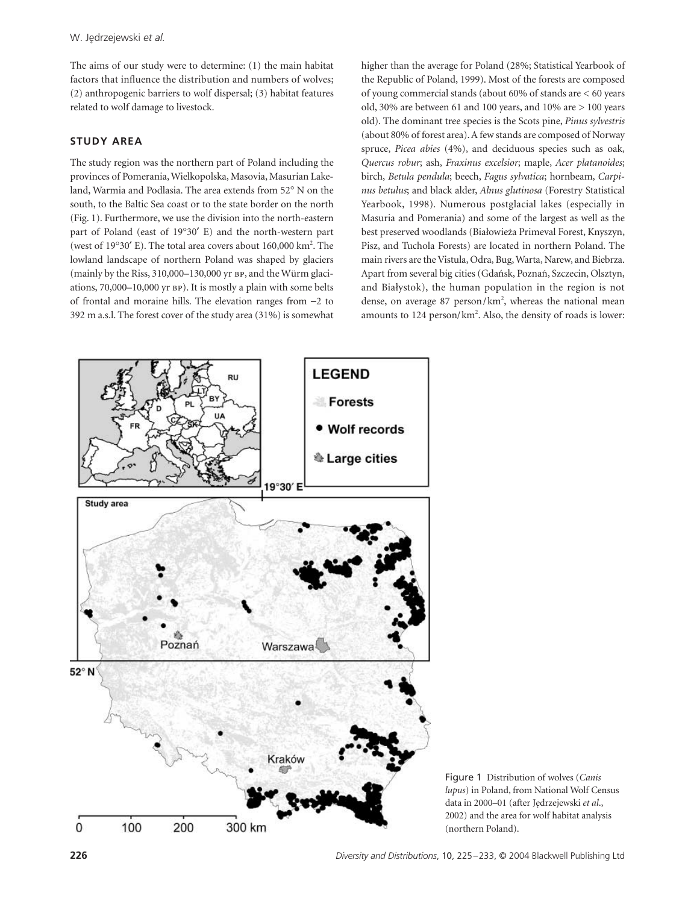The aims of our study were to determine: (1) the main habitat factors that influence the distribution and numbers of wolves; (2) anthropogenic barriers to wolf dispersal; (3) habitat features related to wolf damage to livestock.

## STUDY AREA

The study region was the northern part of Poland including the provinces of Pomerania, Wielkopolska, Masovia, Masurian Lakeland, Warmia and Podlasia. The area extends from 52° N on the south, to the Baltic Sea coast or to the state border on the north (Fig. 1). Furthermore, we use the division into the north-eastern part of Poland (east of 19°30′ E) and the north-western part (west of 19°30′ E). The total area covers about 160,000 km². The lowland landscape of northern Poland was shaped by glaciers (mainly by the Riss, 310,000–130,000 yr BP, and the Würm glaciations, 70,000–10,000 yr BP). It is mostly a plain with some belts of frontal and moraine hills. The elevation ranges from –2 to 392 m a.s.l. The forest cover of the study area (31%) is somewhat higher than the average for Poland (28%; Statistical Yearbook of the Republic of Poland, 1999). Most of the forests are composed of young commercial stands (about 60% of stands are < 60 years old, 30% are between 61 and 100 years, and 10% are > 100 years old). The dominant tree species is the Scots pine, *Pinus sylvestris* (about 80% of forest area). A few stands are composed of Norway spruce, *Picea abies* (4%), and deciduous species such as oak, *Quercus robur*; ash, *Fraxinus excelsior*; maple, *Acer platanoides*; birch, *Betula pendula*; beech, *Fagus sylvatica*; hornbeam, *Carpinus betulus*; and black alder, *Alnus glutinosa* (Forestry Statistical Yearbook, 1998). Numerous postglacial lakes (especially in Masuria and Pomerania) and some of the largest as well as the best preserved woodlands (Białowieża Primeval Forest, Knyszyn, Pisz, and Tuchola Forests) are located in northern Poland. The main rivers are the Vistula, Odra, Bug, Warta, Narew, and Biebrza. Apart from several big cities (Gdańsk, Poznań, Szczecin, Olsztyn, and Białystok), the human population in the region is not dense, on average 87 person/km², whereas the national mean amounts to 124 person/km². Also, the density of roads is lower:

Figure 1 Distribution of wolves (*Canis lupus*) in Poland, from National Wolf Census data in 2000–01 (after Jędrzejewski *et al*., 2002) and the area for wolf habitat analysis (northern Poland).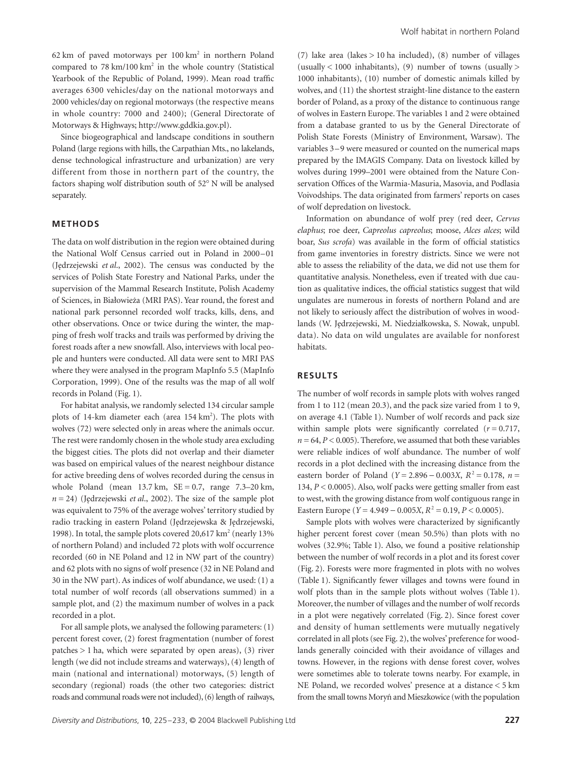62 km of paved motorways per 100 $km^2$ in northern Poland compared to 78 km/100 $km^2$ in the whole country (Statistical Yearbook of the Republic of Poland, 1999). Mean road traffic averages 6300 vehicles/day on the national motorways and 2000 vehicles/day on regional motorways (the respective means in whole country: 7000 and 2400); (General Directorate of Motorways & Highways; http://www.gddkia.gov.pl).

Since biogeographical and landscape conditions in southern Poland (large regions with hills, the Carpathian Mts., no lakelands, dense technological infrastructure and urbanization) are very different from those in northern part of the country, the factors shaping wolf distribution south of 52° N will be analysed separately.

## METHODS

The data on wolf distribution in the region were obtained during the National Wolf Census carried out in Poland in 2000–01 (Jędrzejewski *et al*., 2002). The census was conducted by the services of Polish State Forestry and National Parks, under the supervision of the Mammal Research Institute, Polish Academy of Sciences, in Białowieża (MRI PAS). Year round, the forest and national park personnel recorded wolf tracks, kills, dens, and other observations. Once or twice during the winter, the mapping of fresh wolf tracks and trails was performed by driving the forest roads after a new snowfall. Also, interviews with local people and hunters were conducted. All data were sent to MRI PAS where they were analysed in the program MapInfo 5.5 (MapInfo Corporation, 1999). One of the results was the map of all wolf records in Poland (Fig. 1).

For habitat analysis, we randomly selected 134 circular sample plots of 14-km diameter each (area 154 $km^2$). The plots with wolves (72) were selected only in areas where the animals occur. The rest were randomly chosen in the whole study area excluding the biggest cities. The plots did not overlap and their diameter was based on empirical values of the nearest neighbour distance for active breeding dens of wolves recorded during the census in whole Poland (mean 13.7 km, SE = 0.7, range 7.3–20 km, $n = 24$) (Jędrzejewski *et al*., 2002). The size of the sample plot was equivalent to 75% of the average wolves' territory studied by radio tracking in eastern Poland (Jędrzejewska & Jędrzejewski, 1998). In total, the sample plots covered 20,617 $km^2$ (nearly 13% of northern Poland) and included 72 plots with wolf occurrence recorded (60 in NE Poland and 12 in NW part of the country) and 62 plots with no signs of wolf presence (32 in NE Poland and 30 in the NW part). As indices of wolf abundance, we used: (1) a total number of wolf records (all observations summed) in a sample plot, and (2) the maximum number of wolves in a pack recorded in a plot.

For all sample plots, we analysed the following parameters: (1) percent forest cover, (2) forest fragmentation (number of forest patches > 1 ha, which were separated by open areas), (3) river length (we did not include streams and waterways), (4) length of main (national and international) motorways, (5) length of secondary (regional) roads (the other two categories: district roads and communal roads were not included), (6) length of railways, (7) lake area (lakes > 10 ha included), (8) number of villages (usually < 1000 inhabitants), (9) number of towns (usually > 1000 inhabitants), (10) number of domestic animals killed by wolves, and (11) the shortest straight-line distance to the eastern border of Poland, as a proxy of the distance to continuous range of wolves in Eastern Europe. The variables 1 and 2 were obtained from a database granted to us by the General Directorate of Polish State Forests (Ministry of Environment, Warsaw). The variables 3–9 were measured or counted on the numerical maps prepared by the IMAGIS Company. Data on livestock killed by wolves during 1999–2001 were obtained from the Nature Conservation Offices of the Warmia-Masuria, Masovia, and Podlasia Voivodships. The data originated from farmers' reports on cases of wolf depredation on livestock.

Information on abundance of wolf prey (red deer, *Cervus elaphus*; roe deer, *Capreolus capreolus*; moose, *Alces alces*; wild boar, *Sus scrofa*) was available in the form of official statistics from game inventories in forestry districts. Since we were not able to assess the reliability of the data, we did not use them for quantitative analysis. Nonetheless, even if treated with due caution as qualitative indices, the official statistics suggest that wild ungulates are numerous in forests of northern Poland and are not likely to seriously affect the distribution of wolves in woodlands (W. Jędrzejewski, M. Niedziałkowska, S. Nowak, unpubl. data). No data on wild ungulates are available for nonforest habitats.

## RESULTS

The number of wolf records in sample plots with wolves ranged from 1 to 112 (mean 20.3), and the pack size varied from 1 to 9, on average 4.1 (Table 1). Number of wolf records and pack size within sample plots were significantly correlated ($r = 0.717$, $n = 64$, $P < 0.005$). Therefore, we assumed that both these variables were reliable indices of wolf abundance. The number of wolf records in a plot declined with the increasing distance from the eastern border of Poland ($Y = 2.896 - 0.003X$, $R^2 = 0.178$, $n = 134$, $P < 0.0005$). Also, wolf packs were getting smaller from east to west, with the growing distance from wolf contiguous range in Eastern Europe ($Y = 4.949 - 0.005X$, $R^2 = 0.19$, $P < 0.0005$).

Sample plots with wolves were characterized by significantly higher percent forest cover (mean 50.5%) than plots with no wolves (32.9%; Table 1). Also, we found a positive relationship between the number of wolf records in a plot and its forest cover (Fig. 2). Forests were more fragmented in plots with no wolves (Table 1). Significantly fewer villages and towns were found in wolf plots than in the sample plots without wolves (Table 1). Moreover, the number of villages and the number of wolf records in a plot were negatively correlated (Fig. 2). Since forest cover and density of human settlements were mutually negatively correlated in all plots (see Fig. 2), the wolves' preference for woodlands generally coincided with their avoidance of villages and towns. However, in the regions with dense forest cover, wolves were sometimes able to tolerate towns nearby. For example, in NE Poland, we recorded wolves' presence at a distance < 5 km from the small towns Moryń and Mieszkowice (with the population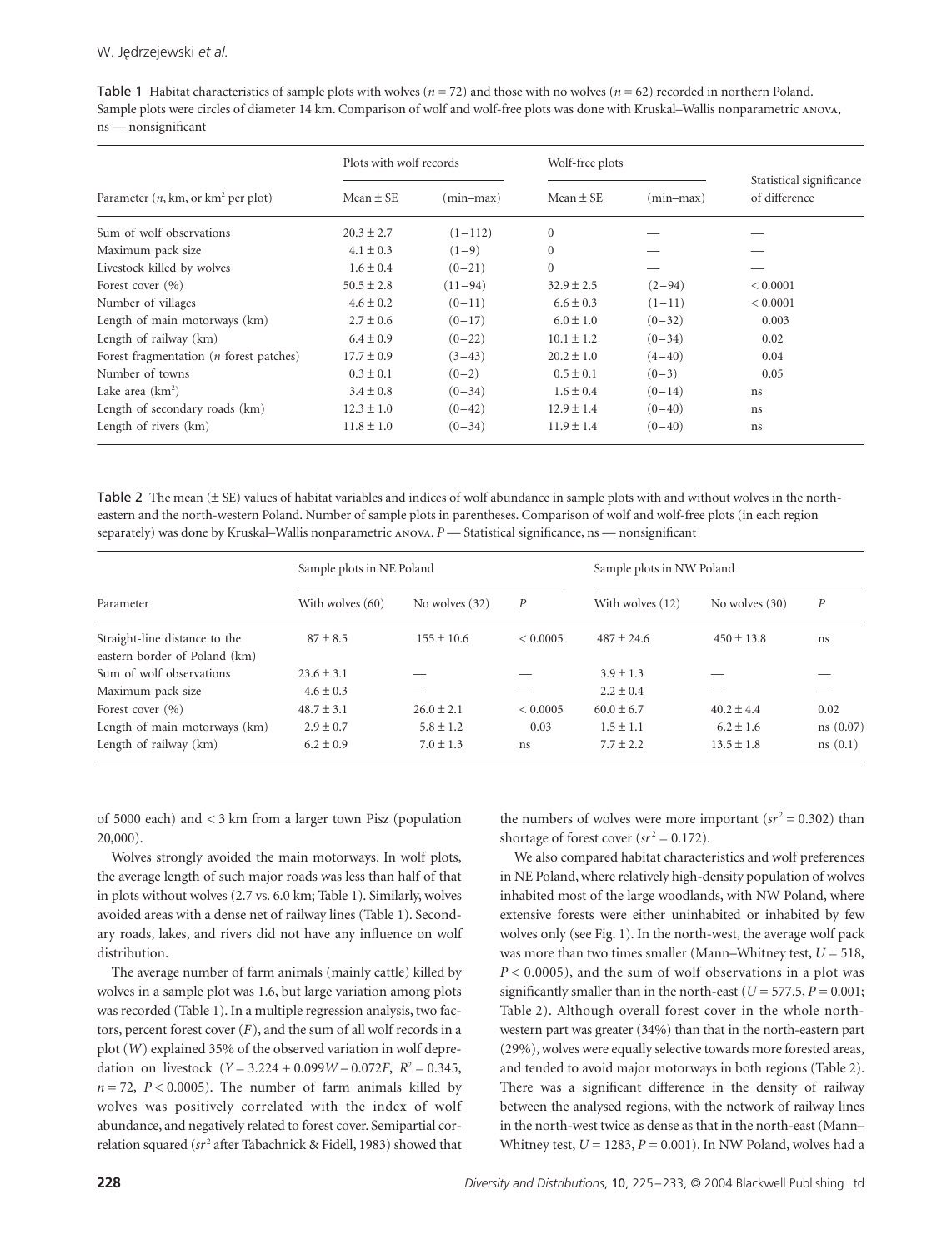**Table 1** Habitat characteristics of sample plots with wolves ($n = 72$) and those with no wolves ($n = 62$) recorded in northern Poland. Sample plots were circles of diameter 14 km. Comparison of wolf and wolf-free plots was done with Kruskal–Wallis nonparametric ANOVA, ns — nonsignificant

| Parameter ($n$, km, or km$^2$ per plot) | Plots with wolf records | | Wolf-free plots | | Statistical significance of difference |
|---|---|---|---|---|---|
| | Mean ± SE | (min–max) | Mean ± SE | (min–max) | |
| Sum of wolf observations | 20.3 ± 2.7 | (1–112) | 0 | — | — |
| Maximum pack size | 4.1 ± 0.3 | (1–9) | 0 | — | — |
| Livestock killed by wolves | 1.6 ± 0.4 | (0–21) | 0 | — | — |
| Forest cover (%) | 50.5 ± 2.8 | (11–94) | 32.9 ± 2.5 | (2–94) | < 0.0001 |
| Number of villages | 4.6 ± 0.2 | (0–11) | 6.6 ± 0.3 | (1–11) | < 0.0001 |
| Length of main motorways (km) | 2.7 ± 0.6 | (0–17) | 6.0 ± 1.0 | (0–32) | 0.003 |
| Length of railway (km) | 6.4 ± 0.9 | (0–22) | 10.1 ± 1.2 | (0–34) | 0.02 |
| Forest fragmentation ($n$ forest patches) | 17.7 ± 0.9 | (3–43) | 20.2 ± 1.0 | (4–40) | 0.04 |
| Number of towns | 0.3 ± 0.1 | (0–2) | 0.5 ± 0.1 | (0–3) | 0.05 |
| Lake area (km$^2$) | 3.4 ± 0.8 | (0–34) | 1.6 ± 0.4 | (0–14) | ns |
| Length of secondary roads (km) | 12.3 ± 1.0 | (0–42) | 12.9 ± 1.4 | (0–40) | ns |
| Length of rivers (km) | 11.8 ± 1.0 | (0–34) | 11.9 ± 1.4 | (0–40) | ns |

**Table 2** The mean (± SE) values of habitat variables and indices of wolf abundance in sample plots with and without wolves in the north-eastern and the north-western Poland. Number of sample plots in parentheses. Comparison of wolf and wolf-free plots (in each region separately) was done by Kruskal–Wallis nonparametric ANOVA. $P$ — Statistical significance, ns — nonsignificant

| Parameter | Sample plots in NE Poland | | | Sample plots in NW Poland | | |
|---|---|---|---|---|---|---|
| | With wolves (60) | No wolves (32) | $P$ | With wolves (12) | No wolves (30) | $P$ |
| Straight-line distance to the eastern border of Poland (km) | 87 ± 8.5 | 155 ± 10.6 | < 0.0005 | 487 ± 24.6 | 450 ± 13.8 | ns |
| Sum of wolf observations | 23.6 ± 3.1 | — | — | 3.9 ± 1.3 | — | — |
| Maximum pack size | 4.6 ± 0.3 | — | — | 2.2 ± 0.4 | — | — |
| Forest cover (%) | 48.7 ± 3.1 | 26.0 ± 2.1 | < 0.0005 | 60.0 ± 6.7 | 40.2 ± 4.4 | 0.02 |
| Length of main motorways (km) | 2.9 ± 0.7 | 5.8 ± 1.2 | 0.03 | 1.5 ± 1.1 | 6.2 ± 1.6 | ns (0.07) |
| Length of railway (km) | 6.2 ± 0.9 | 7.0 ± 1.3 | ns | 7.7 ± 2.2 | 13.5 ± 1.8 | ns (0.1) |

of 5000 each) and < 3 km from a larger town Pisz (population 20,000).

Wolves strongly avoided the main motorways. In wolf plots, the average length of such major roads was less than half of that in plots without wolves (2.7 vs. 6.0 km; Table 1). Similarly, wolves avoided areas with a dense net of railway lines (Table 1). Secondary roads, lakes, and rivers did not have any influence on wolf distribution.

The average number of farm animals (mainly cattle) killed by wolves in a sample plot was 1.6, but large variation among plots was recorded (Table 1). In a multiple regression analysis, two factors, percent forest cover ($F$), and the sum of all wolf records in a plot ($W$) explained 35% of the observed variation in wolf depredation on livestock ($Y = 3.224 + 0.099W - 0.072F$, $R^2 = 0.345$, $n = 72$, $P < 0.0005$). The number of farm animals killed by wolves was positively correlated with the index of wolf abundance, and negatively related to forest cover. Semipartial correlation squared ($sr^2$ after Tabachnick & Fidell, 1983) showed that the numbers of wolves were more important ($sr^2 = 0.302$) than shortage of forest cover ($sr^2 = 0.172$).

We also compared habitat characteristics and wolf preferences in NE Poland, where relatively high-density population of wolves inhabited most of the large woodlands, with NW Poland, where extensive forests were either uninhabited or inhabited by few wolves only (see Fig. 1). In the north-west, the average wolf pack was more than two times smaller (Mann–Whitney test, $U = 518$, $P < 0.0005$), and the sum of wolf observations in a plot was significantly smaller than in the north-east ($U = 577.5$, $P = 0.001$; Table 2). Although overall forest cover in the whole north-western part was greater (34%) than that in the north-eastern part (29%), wolves were equally selective towards more forested areas, and tended to avoid major motorways in both regions (Table 2). There was a significant difference in the density of railway between the analysed regions, with the network of railway lines in the north-west twice as dense as that in the north-east (Mann–Whitney test, $U = 1283$, $P = 0.001$). In NW Poland, wolves had a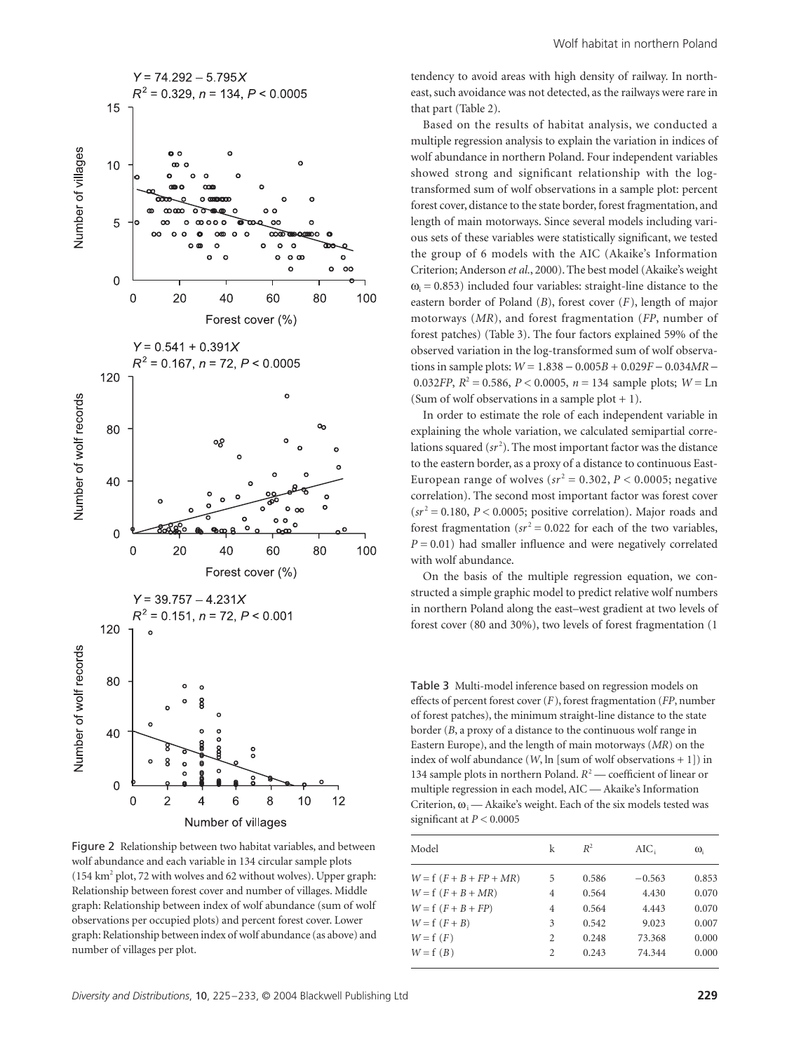Figure 2 Relationship between two habitat variables, and between wolf abundance and each variable in 134 circular sample plots (154 km$^2$ plot, 72 with wolves and 62 without wolves). Upper graph: Relationship between forest cover and number of villages. Middle graph: Relationship between index of wolf abundance (sum of wolf observations per occupied plots) and percent forest cover. Lower graph: Relationship between index of wolf abundance (as above) and number of villages per plot.

tendency to avoid areas with high density of railway. In northeast, such avoidance was not detected, as the railways were rare in that part (Table 2).

Based on the results of habitat analysis, we conducted a multiple regression analysis to explain the variation in indices of wolf abundance in northern Poland. Four independent variables showed strong and significant relationship with the log-transformed sum of wolf observations in a sample plot: percent forest cover, distance to the state border, forest fragmentation, and length of main motorways. Since several models including various sets of these variables were statistically significant, we tested the group of 6 models with the AIC (Akaike's Information Criterion; Anderson *et al.*, 2000). The best model (Akaike's weight $\omega_i = 0.853$) included four variables: straight-line distance to the eastern border of Poland (*B*), forest cover (*F*), length of major motorways (*MR*), and forest fragmentation (*FP*, number of forest patches) (Table 3). The four factors explained 59% of the observed variation in the log-transformed sum of wolf observations in sample plots: $W = 1.838 - 0.005B + 0.029F - 0.034MR - 0.032FP$, $R^2 = 0.586$, $P < 0.0005$, $n = 134$ sample plots; $W = \text{Ln}$ (Sum of wolf observations in a sample plot + 1).

In order to estimate the role of each independent variable in explaining the whole variation, we calculated semipartial correlations squared ($sr^2$). The most important factor was the distance to the eastern border, as a proxy of a distance to continuous East-European range of wolves ($sr^2 = 0.302$, $P < 0.0005$; negative correlation). The second most important factor was forest cover ($sr^2 = 0.180$, $P < 0.0005$; positive correlation). Major roads and forest fragmentation ($sr^2 = 0.022$ for each of the two variables, $P = 0.01$) had smaller influence and were negatively correlated with wolf abundance.

On the basis of the multiple regression equation, we constructed a simple graphic model to predict relative wolf numbers in northern Poland along the east–west gradient at two levels of forest cover (80 and 30%), two levels of forest fragmentation (1

Table 3 Multi-model inference based on regression models on effects of percent forest cover (*F*), forest fragmentation (*FP*, number of forest patches), the minimum straight-line distance to the state border (*B*, a proxy of a distance to the continuous wolf range in Eastern Europe), and the length of main motorways (*MR*) on the index of wolf abundance (*W*, ln [sum of wolf observations + 1]) in 134 sample plots in northern Poland. $R^2$ — coefficient of linear or multiple regression in each model, AIC — Akaike's Information Criterion, $\omega_i$ — Akaike's weight. Each of the six models tested was significant at $P < 0.0005$

| Model | k | $R^2$ | $\text{AIC}_i$ | $\omega_i$ |
|---|---|---|---|---|
| $W = f(F + B + FP + MR)$ | 5 | 0.586 | −0.563 | 0.853 |
| $W = f(F + B + MR)$ | 4 | 0.564 | 4.430 | 0.070 |
| $W = f(F + B + FP)$ | 4 | 0.564 | 4.443 | 0.070 |
| $W = f(F + B)$ | 3 | 0.542 | 9.023 | 0.007 |
| $W = f(F)$ | 2 | 0.248 | 73.368 | 0.000 |
| $W = f(B)$ | 2 | 0.243 | 74.344 | 0.000 |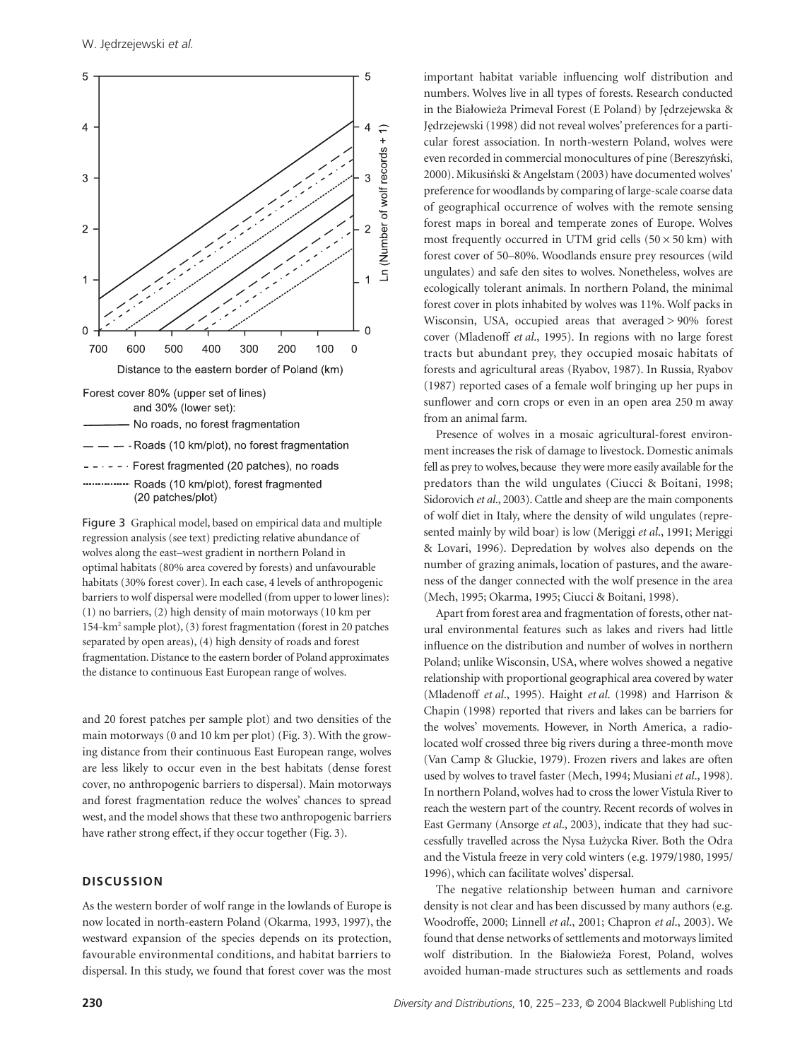Forest cover 80% (upper set of lines) and 30% (lower set):

- No roads, no forest fragmentation
- Roads (10 km/plot), no forest fragmentation
- Forest fragmented (20 patches), no roads
- Roads (10 km/plot), forest fragmented (20 patches/plot)

Figure 3 Graphical model, based on empirical data and multiple regression analysis (see text) predicting relative abundance of wolves along the east–west gradient in northern Poland in optimal habitats (80% area covered by forests) and unfavourable habitats (30% forest cover). In each case, 4 levels of anthropogenic barriers to wolf dispersal were modelled (from upper to lower lines): (1) no barriers, (2) high density of main motorways (10 km per 154-km$^2$ sample plot), (3) forest fragmentation (forest in 20 patches separated by open areas), (4) high density of roads and forest fragmentation. Distance to the eastern border of Poland approximates the distance to continuous East European range of wolves.

and 20 forest patches per sample plot) and two densities of the main motorways (0 and 10 km per plot) (Fig. 3). With the growing distance from their continuous East European range, wolves are less likely to occur even in the best habitats (dense forest cover, no anthropogenic barriers to dispersal). Main motorways and forest fragmentation reduce the wolves' chances to spread west, and the model shows that these two anthropogenic barriers have rather strong effect, if they occur together (Fig. 3).

## DISCUSSION

As the western border of wolf range in the lowlands of Europe is now located in north-eastern Poland (Okarma, 1993, 1997), the westward expansion of the species depends on its protection, favourable environmental conditions, and habitat barriers to dispersal. In this study, we found that forest cover was the most important habitat variable influencing wolf distribution and numbers. Wolves live in all types of forests. Research conducted in the Białowieża Primeval Forest (E Poland) by Jędrzejewska & Jędrzejewski (1998) did not reveal wolves' preferences for a particular forest association. In north-western Poland, wolves were even recorded in commercial monocultures of pine (Bereszyński, 2000). Mikusiński & Angelstam (2003) have documented wolves' preference for woodlands by comparing of large-scale coarse data of geographical occurrence of wolves with the remote sensing forest maps in boreal and temperate zones of Europe. Wolves most frequently occurred in UTM grid cells ($50 \times 50$ km) with forest cover of 50–80%. Woodlands ensure prey resources (wild ungulates) and safe den sites to wolves. Nonetheless, wolves are ecologically tolerant animals. In northern Poland, the minimal forest cover in plots inhabited by wolves was 11%. Wolf packs in Wisconsin, USA, occupied areas that averaged > 90% forest cover (Mladenoff *et al*., 1995). In regions with no large forest tracts but abundant prey, they occupied mosaic habitats of forests and agricultural areas (Ryabov, 1987). In Russia, Ryabov (1987) reported cases of a female wolf bringing up her pups in sunflower and corn crops or even in an open area 250 m away from an animal farm.

Presence of wolves in a mosaic agricultural-forest environment increases the risk of damage to livestock. Domestic animals fell as prey to wolves, because they were more easily available for the predators than the wild ungulates (Ciucci & Boitani, 1998; Sidorovich *et al*., 2003). Cattle and sheep are the main components of wolf diet in Italy, where the density of wild ungulates (represented mainly by wild boar) is low (Meriggi *et al*., 1991; Meriggi & Lovari, 1996). Depredation by wolves also depends on the number of grazing animals, location of pastures, and the awareness of the danger connected with the wolf presence in the area (Mech, 1995; Okarma, 1995; Ciucci & Boitani, 1998).

Apart from forest area and fragmentation of forests, other natural environmental features such as lakes and rivers had little influence on the distribution and number of wolves in northern Poland; unlike Wisconsin, USA, where wolves showed a negative relationship with proportional geographical area covered by water (Mladenoff *et al*., 1995). Haight *et al*. (1998) and Harrison & Chapin (1998) reported that rivers and lakes can be barriers for the wolves' movements. However, in North America, a radio-located wolf crossed three big rivers during a three-month move (Van Camp & Gluckie, 1979). Frozen rivers and lakes are often used by wolves to travel faster (Mech, 1994; Musiani *et al*., 1998). In northern Poland, wolves had to cross the lower Vistula River to reach the western part of the country. Recent records of wolves in East Germany (Ansorge *et al*., 2003), indicate that they had successfully travelled across the Nysa Łużycka River. Both the Odra and the Vistula freeze in very cold winters (e.g. 1979/1980, 1995/1996), which can facilitate wolves' dispersal.

The negative relationship between human and carnivore density is not clear and has been discussed by many authors (e.g. Woodroffe, 2000; Linnell *et al*., 2001; Chapron *et al*., 2003). We found that dense networks of settlements and motorways limited wolf distribution. In the Białowieża Forest, Poland, wolves avoided human-made structures such as settlements and roads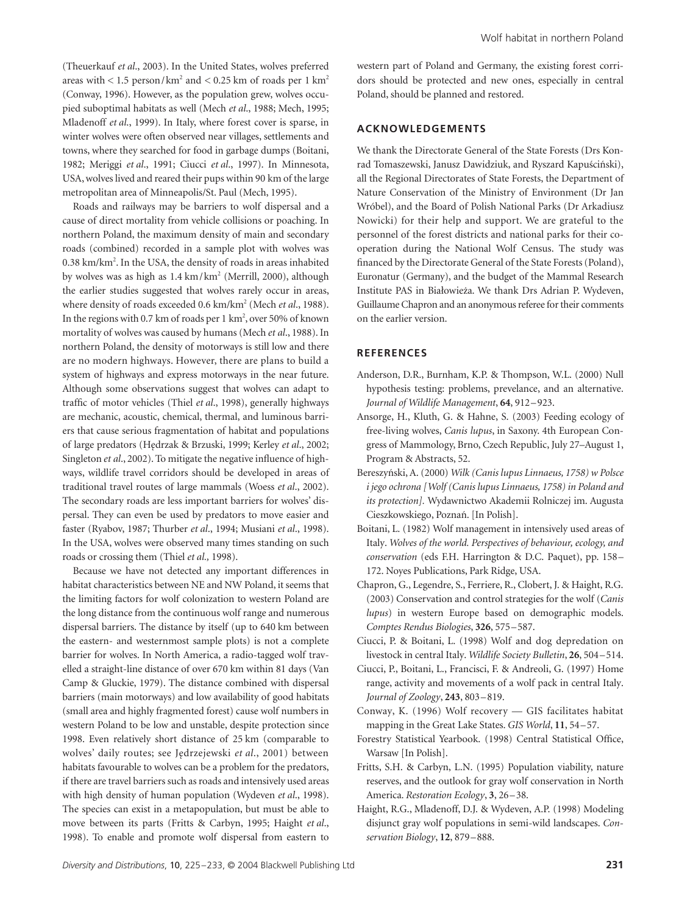(Theuerkauf *et al*., 2003). In the United States, wolves preferred areas with < 1.5 person/km$^2$ and < 0.25 km of roads per 1 km$^2$ (Conway, 1996). However, as the population grew, wolves occupied suboptimal habitats as well (Mech *et al*., 1988; Mech, 1995; Mladenoff *et al*., 1999). In Italy, where forest cover is sparse, in winter wolves were often observed near villages, settlements and towns, where they searched for food in garbage dumps (Boitani, 1982; Meriggi *et al*., 1991; Ciucci *et al*., 1997). In Minnesota, USA, wolves lived and reared their pups within 90 km of the large metropolitan area of Minneapolis/St. Paul (Mech, 1995).

Roads and railways may be barriers to wolf dispersal and a cause of direct mortality from vehicle collisions or poaching. In northern Poland, the maximum density of main and secondary roads (combined) recorded in a sample plot with wolves was 0.38 km/km$^2$. In the USA, the density of roads in areas inhabited by wolves was as high as 1.4 km/km$^2$ (Merrill, 2000), although the earlier studies suggested that wolves rarely occur in areas, where density of roads exceeded 0.6 km/km$^2$ (Mech *et al*., 1988). In the regions with 0.7 km of roads per 1 km$^2$, over 50% of known mortality of wolves was caused by humans (Mech *et al*., 1988). In northern Poland, the density of motorways is still low and there are no modern highways. However, there are plans to build a system of highways and express motorways in the near future. Although some observations suggest that wolves can adapt to traffic of motor vehicles (Thiel *et al*., 1998), generally highways are mechanic, acoustic, chemical, thermal, and luminous barriers that cause serious fragmentation of habitat and populations of large predators (Hędrzak & Brzuski, 1999; Kerley *et al*., 2002; Singleton *et al*., 2002). To mitigate the negative influence of highways, wildlife travel corridors should be developed in areas of traditional travel routes of large mammals (Woess *et al*., 2002). The secondary roads are less important barriers for wolves' dispersal. They can even be used by predators to move easier and faster (Ryabov, 1987; Thurber *et al*., 1994; Musiani *et al*., 1998). In the USA, wolves were observed many times standing on such roads or crossing them (Thiel *et al.,* 1998).

Because we have not detected any important differences in habitat characteristics between NE and NW Poland, it seems that the limiting factors for wolf colonization to western Poland are the long distance from the continuous wolf range and numerous dispersal barriers. The distance by itself (up to 640 km between the eastern- and westernmost sample plots) is not a complete barrier for wolves. In North America, a radio-tagged wolf travelled a straight-line distance of over 670 km within 81 days (Van Camp & Gluckie, 1979). The distance combined with dispersal barriers (main motorways) and low availability of good habitats (small area and highly fragmented forest) cause wolf numbers in western Poland to be low and unstable, despite protection since 1998. Even relatively short distance of 25 km (comparable to wolves' daily routes; see Jędrzejewski *et al*., 2001) between habitats favourable to wolves can be a problem for the predators, if there are travel barriers such as roads and intensively used areas with high density of human population (Wydeven *et al*., 1998). The species can exist in a metapopulation, but must be able to move between its parts (Fritts & Carbyn, 1995; Haight *et al*., 1998). To enable and promote wolf dispersal from eastern to western part of Poland and Germany, the existing forest corridors should be protected and new ones, especially in central Poland, should be planned and restored.

## ACKNOWLEDGEMENTS

We thank the Directorate General of the State Forests (Drs Konrad Tomaszewski, Janusz Dawidziuk, and Ryszard Kapuściński), all the Regional Directorates of State Forests, the Department of Nature Conservation of the Ministry of Environment (Dr Jan Wróbel), and the Board of Polish National Parks (Dr Arkadiusz Nowicki) for their help and support. We are grateful to the personnel of the forest districts and national parks for their cooperation during the National Wolf Census. The study was financed by the Directorate General of the State Forests (Poland), Euronatur (Germany), and the budget of the Mammal Research Institute PAS in Białowieża. We thank Drs Adrian P. Wydeven, Guillaume Chapron and an anonymous referee for their comments on the earlier version.

## REFERENCES

Anderson, D.R., Burnham, K.P. & Thompson, W.L. (2000) Null hypothesis testing: problems, prevelance, and an alternative. *Journal of Wildlife Management*, **64**, 912–923.

Ansorge, H., Kluth, G. & Hahne, S. (2003) Feeding ecology of free-living wolves, *Canis lupus*, in Saxony. 4th European Congress of Mammology, Brno, Czech Republic, July 27–August 1, Program & Abstracts, 52.

Bereszyński, A. (2000) *Wilk (Canis lupus Linnaeus, 1758) w Polsce i jego ochrona [Wolf (Canis lupus Linnaeus, 1758) in Poland and its protection].* Wydawnictwo Akademii Rolniczej im. Augusta Cieszkowskiego, Poznań. [In Polish].

Boitani, L. (1982) Wolf management in intensively used areas of Italy. *Wolves of the world. Perspectives of behaviour, ecology, and conservation* (eds F.H. Harrington & D.C. Paquet), pp. 158–172. Noyes Publications, Park Ridge, USA.

Chapron, G., Legendre, S., Ferriere, R., Clobert, J. & Haight, R.G. (2003) Conservation and control strategies for the wolf (*Canis lupus*) in western Europe based on demographic models. *Comptes Rendus Biologies*, **326**, 575–587.

Ciucci, P. & Boitani, L. (1998) Wolf and dog depredation on livestock in central Italy. *Wildlife Society Bulletin*, **26**, 504–514.

Ciucci, P., Boitani, L., Francisci, F. & Andreoli, G. (1997) Home range, activity and movements of a wolf pack in central Italy. *Journal of Zoology*, **243**, 803–819.

Conway, K. (1996) Wolf recovery — GIS facilitates habitat mapping in the Great Lake States. *GIS World*, **11**, 54–57.

Forestry Statistical Yearbook. (1998) Central Statistical Office, Warsaw [In Polish].

Fritts, S.H. & Carbyn, L.N. (1995) Population viability, nature reserves, and the outlook for gray wolf conservation in North America. *Restoration Ecology*, **3**, 26–38.

Haight, R.G., Mladenoff, D.J. & Wydeven, A.P. (1998) Modeling disjunct gray wolf populations in semi-wild landscapes. *Conservation Biology*, **12**, 879–888.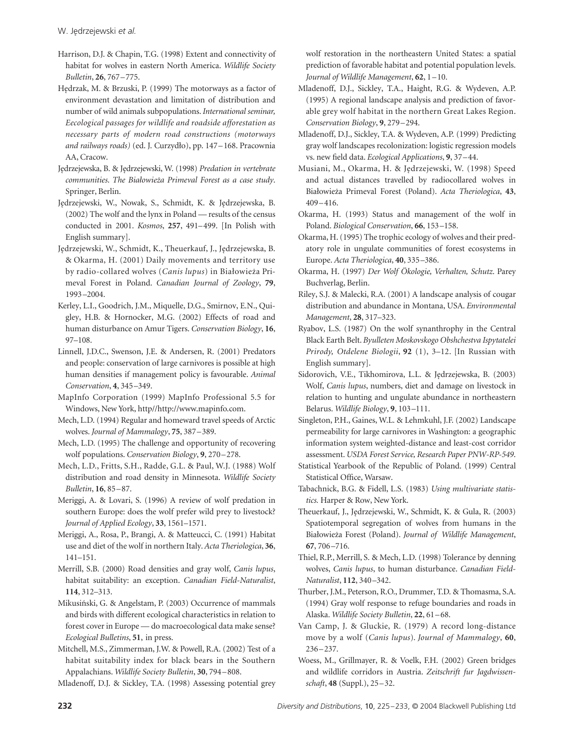Harrison, D.J. & Chapin, T.G. (1998) Extent and connectivity of habitat for wolves in eastern North America. *Wildlife Society Bulletin*, **26**, 767–775.

Hędrzak, M. & Brzuski, P. (1999) The motorways as a factor of environment devastation and limitation of distribution and number of wild animals subpopulations. *International seminar, Eecological passages for wildlife and roadside afforestation as necessary parts of modern road constructions (motorways and railways roads)* (ed. J. Curzydło), pp. 147–168. Pracownia AA, Cracow.

Jędrzejewska, B. & Jędrzejewski, W. (1998) *Predation in vertebrate communities. The Białowieża Primeval Forest as a case study*. Springer, Berlin.

Jędrzejewski, W., Nowak, S., Schmidt, K. & Jędrzejewska, B. (2002) The wolf and the lynx in Poland — results of the census conducted in 2001. *Kosmos*, **257**, 491–499. [In Polish with English summary].

Jędrzejewski, W., Schmidt, K., Theuerkauf, J., Jędrzejewska, B. & Okarma, H. (2001) Daily movements and territory use by radio-collared wolves (*Canis lupus*) in Białowieża Primeval Forest in Poland. *Canadian Journal of Zoology*, **79**, 1993–2004.

Kerley, L.I., Goodrich, J.M., Miquelle, D.G., Smirnov, E.N., Quigley, H.B. & Hornocker, M.G. (2002) Effects of road and human disturbance on Amur Tigers. *Conservation Biology*, **16**, 97–108.

Linnell, J.D.C., Swenson, J.E. & Andersen, R. (2001) Predators and people: conservation of large carnivores is possible at high human densities if management policy is favourable. *Animal Conservation*, **4**, 345–349.

MapInfo Corporation (1999) MapInfo Professional 5.5 for Windows, New York, http//http://www.mapinfo.com.

Mech, L.D. (1994) Regular and homeward travel speeds of Arctic wolves. *Journal of Mammalogy*, **75**, 387–389.

Mech, L.D. (1995) The challenge and opportunity of recovering wolf populations. *Conservation Biology*, **9**, 270–278.

Mech, L.D., Fritts, S.H., Radde, G.L. & Paul, W.J. (1988) Wolf distribution and road density in Minnesota. *Wildlife Society Bulletin*, **16**, 85–87.

Meriggi, A. & Lovari, S. (1996) A review of wolf predation in southern Europe: does the wolf prefer wild prey to livestock? *Journal of Applied Ecology*, **33**, 1561–1571.

Meriggi, A., Rosa, P., Brangi, A. & Matteucci, C. (1991) Habitat use and diet of the wolf in northern Italy. *Acta Theriologica*, **36**, 141–151.

Merrill, S.B. (2000) Road densities and gray wolf, *Canis lupus*, habitat suitability: an exception. *Canadian Field-Naturalist*, **114**, 312–313.

Mikusiński, G. & Angelstam, P. (2003) Occurrence of mammals and birds with different ecological characteristics in relation to forest cover in Europe — do macroecological data make sense? *Ecological Bulletins*, **51**, in press.

Mitchell, M.S., Zimmerman, J.W. & Powell, R.A. (2002) Test of a habitat suitability index for black bears in the Southern Appalachians. *Wildlife Society Bulletin*, **30**, 794–808.

Mladenoff, D.J. & Sickley, T.A. (1998) Assessing potential grey wolf restoration in the northeastern United States: a spatial prediction of favorable habitat and potential population levels. *Journal of Wildlife Management*, **62**, 1–10.

Mladenoff, D.J., Sickley, T.A., Haight, R.G. & Wydeven, A.P. (1995) A regional landscape analysis and prediction of favorable grey wolf habitat in the northern Great Lakes Region. *Conservation Biology*, **9**, 279–294.

Mladenoff, D.J., Sickley, T.A. & Wydeven, A.P. (1999) Predicting gray wolf landscapes recolonization: logistic regression models vs. new field data. *Ecological Applications*, **9**, 37–44.

Musiani, M., Okarma, H. & Jędrzejewski, W. (1998) Speed and actual distances travelled by radiocollared wolves in Białowieża Primeval Forest (Poland). *Acta Theriologica*, **43**, 409–416.

Okarma, H. (1993) Status and management of the wolf in Poland. *Biological Conservation*, **66**, 153–158.

Okarma, H. (1995) The trophic ecology of wolves and their predatory role in ungulate communities of forest ecosystems in Europe. *Acta Theriologica*, **40**, 335–386.

Okarma, H. (1997) *Der Wolf Ökologie, Verhalten, Schutz*. Parey Buchverlag, Berlin.

Riley, S.J. & Malecki, R.A. (2001) A landscape analysis of cougar distribution and abundance in Montana, USA. *Environmental Management*, **28**, 317–323.

Ryabov, L.S. (1987) On the wolf synanthrophy in the Central Black Earth Belt. *Byulleten Moskovskogo Obshchestva Ispytatelei Prirody, Otdelene Biologii*, **92** (1), 3–12. [In Russian with English summary].

Sidorovich, V.E., Tikhomirova, L.L. & Jędrzejewska, B. (2003) Wolf, *Canis lupus*, numbers, diet and damage on livestock in relation to hunting and ungulate abundance in northeastern Belarus. *Wildlife Biology*, **9**, 103–111.

Singleton, P.H., Gaines, W.L. & Lehmkuhl, J.F. (2002) Landscape permeability for large carnivores in Washington: a geographic information system weighted-distance and least-cost corridor assessment. *USDA Forest Service, Research Paper PNW-RP-549*.

Statistical Yearbook of the Republic of Poland. (1999) Central Statistical Office, Warsaw.

Tabachnick, B.G. & Fidell, L.S. (1983) *Using multivariate statistics.* Harper & Row, New York.

Theuerkauf, J., Jędrzejewski, W., Schmidt, K. & Gula, R. (2003) Spatiotemporal segregation of wolves from humans in the Białowieża Forest (Poland). *Journal of Wildlife Management*, **67**, 706–716.

Thiel, R.P., Merrill, S. & Mech, L.D. (1998) Tolerance by denning wolves, *Canis lupus*, to human disturbance. *Canadian Field-Naturalist*, **112**, 340–342.

Thurber, J.M., Peterson, R.O., Drummer, T.D. & Thomasma, S.A. (1994) Gray wolf response to refuge boundaries and roads in Alaska. *Wildlife Society Bulletin*, **22**, 61–68.

Van Camp, J. & Gluckie, R. (1979) A record long-distance move by a wolf (*Canis lupus*). *Journal of Mammalogy*, **60**, 236–237.

Woess, M., Grillmayer, R. & Voelk, F.H. (2002) Green bridges and wildlife corridors in Austria. *Zeitschrift fur Jagdwissenschaft*, **48** (Suppl.), 25–32.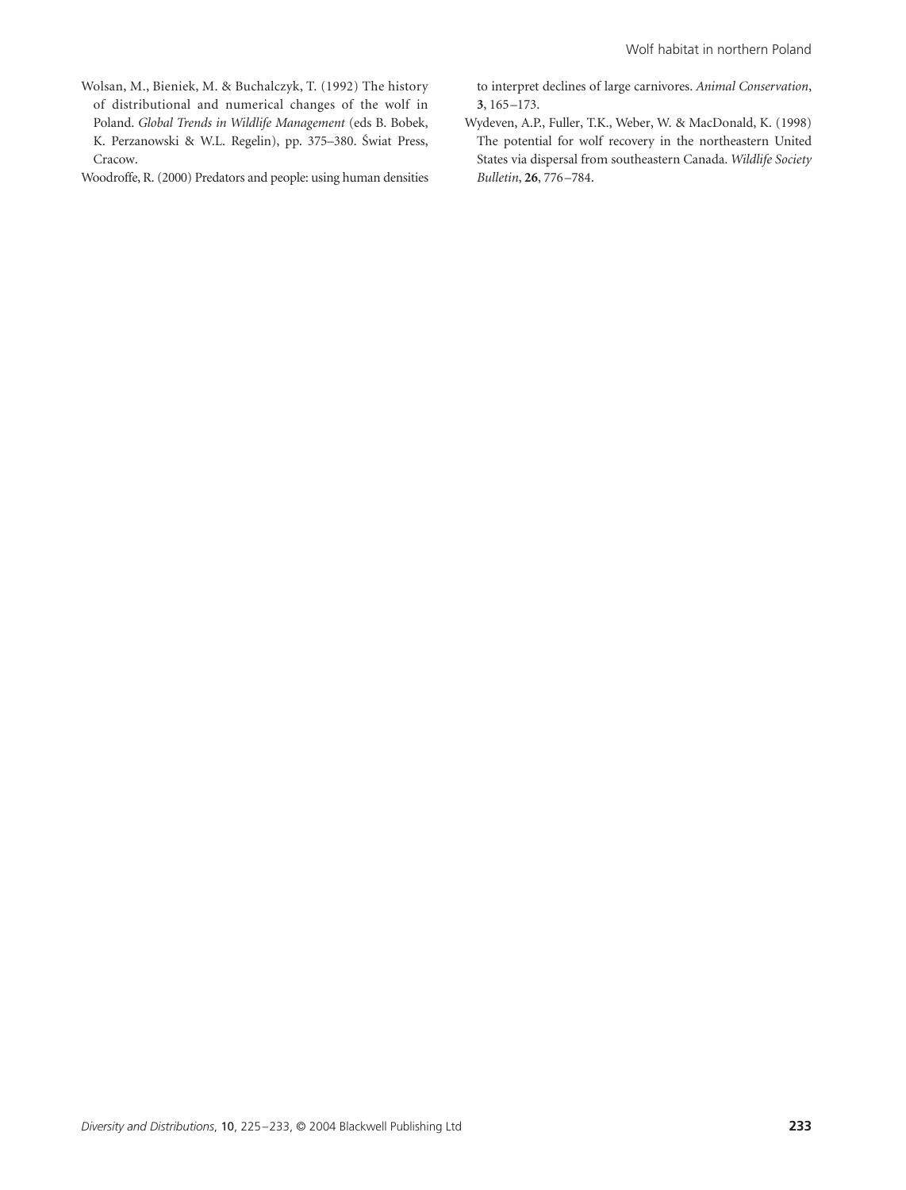Wolsan, M., Bieniek, M. & Buchalczyk, T. (1992) The history of distributional and numerical changes of the wolf in Poland. *Global Trends in Wildlife Management* (eds B. Bobek, K. Perzanowski & W.L. Regelin), pp. 375–380. Świat Press, Cracow.

Woodroffe, R. (2000) Predators and people: using human densities to interpret declines of large carnivores. *Animal Conservation*, **3**, 165–173.

Wydeven, A.P., Fuller, T.K., Weber, W. & MacDonald, K. (1998) The potential for wolf recovery in the northeastern United States via dispersal from southeastern Canada. *Wildlife Society Bulletin*, **26**, 776–784.